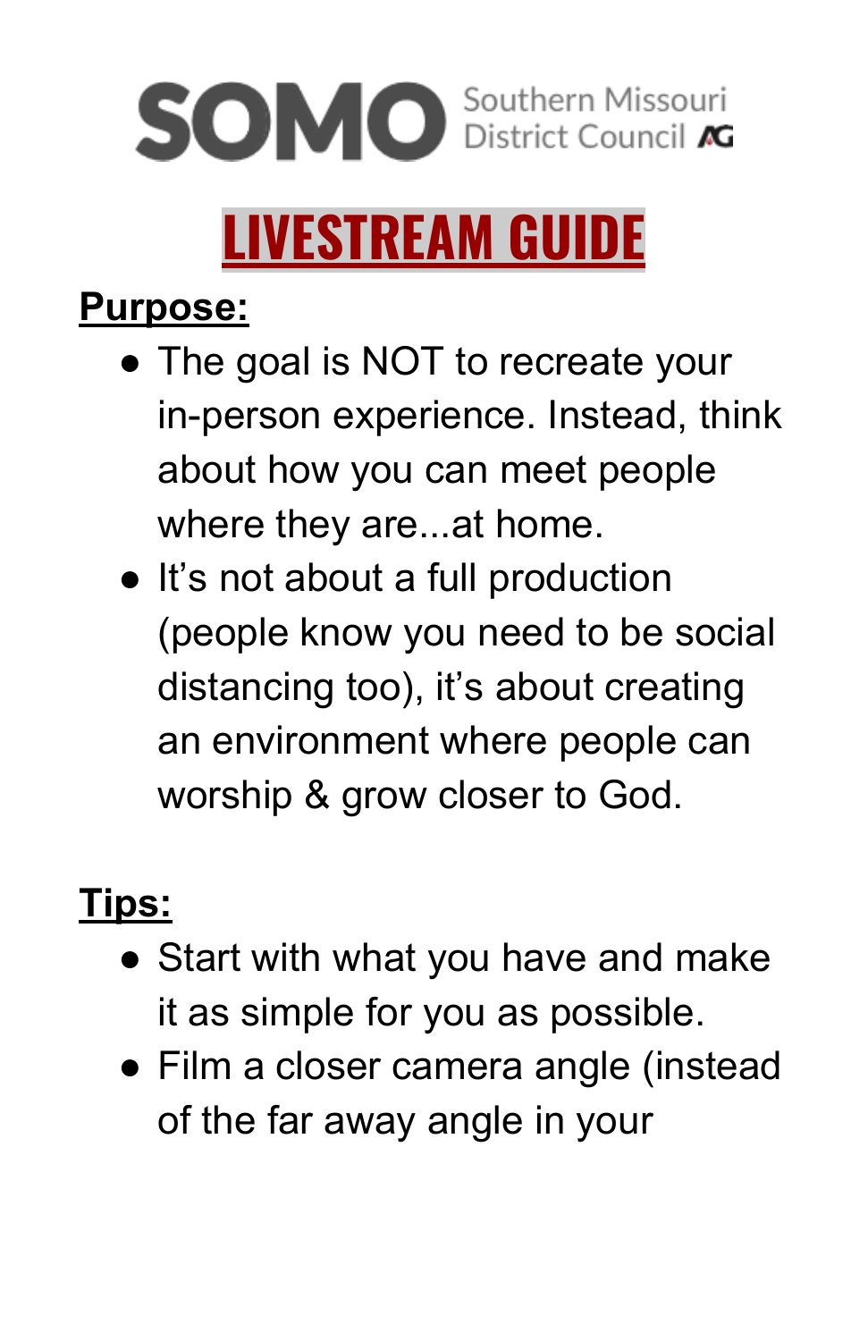SOMO Southern Missouri District Council AG

# LIVESTREAM GUIDE

## Purpose:

- The goal is NOT to recreate your in-person experience. Instead, think about how you can meet people where they are...at home.
- It's not about a full production (people know you need to be social distancing too), it's about creating an environment where people can worship & grow closer to God.

## Tips:

- Start with what you have and make it as simple for you as possible.
- Film a closer camera angle (instead of the far away angle in your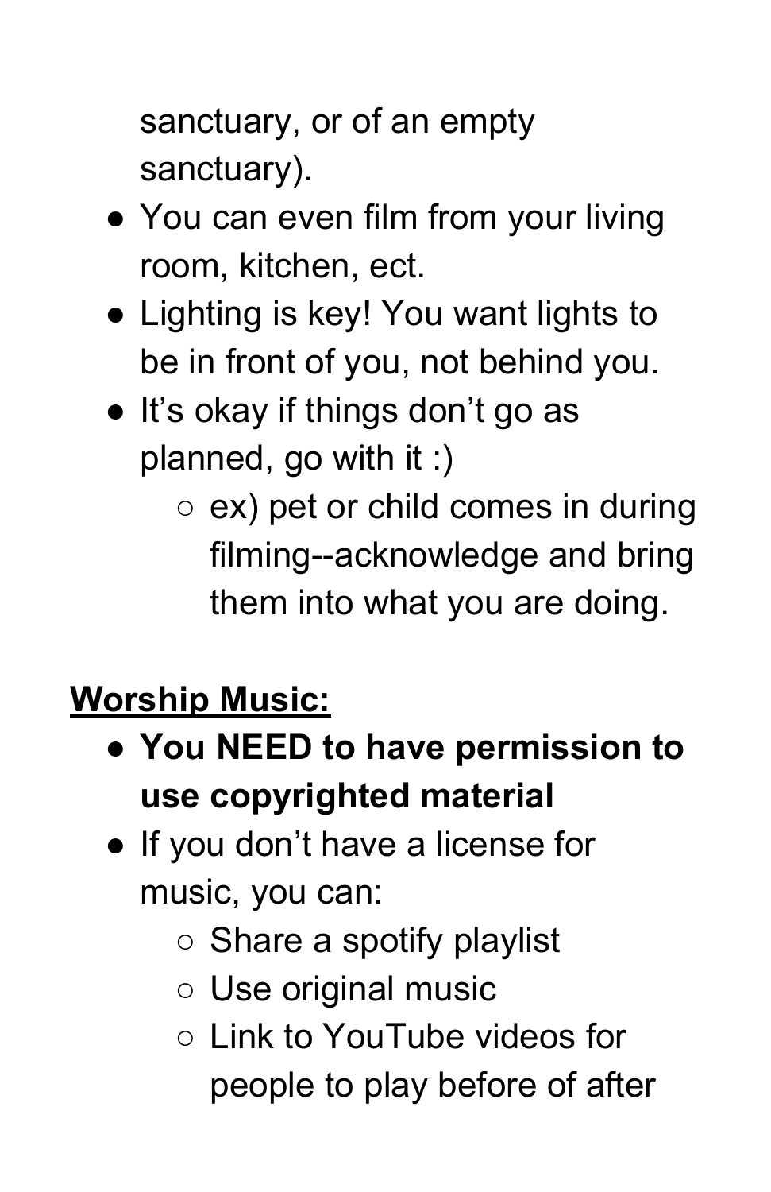sanctuary, or of an empty sanctuary).

- You can even film from your living room, kitchen, ect.
- Lighting is key! You want lights to be in front of you, not behind you.
- It's okay if things don't go as planned, go with it :)
  - ex) pet or child comes in during filming--acknowledge and bring them into what you are doing.

**<u>Worship Music:</u>**

- **You NEED to have permission to use copyrighted material**
- If you don't have a license for music, you can:
  - Share a spotify playlist
  - Use original music
  - Link to YouTube videos for people to play before of after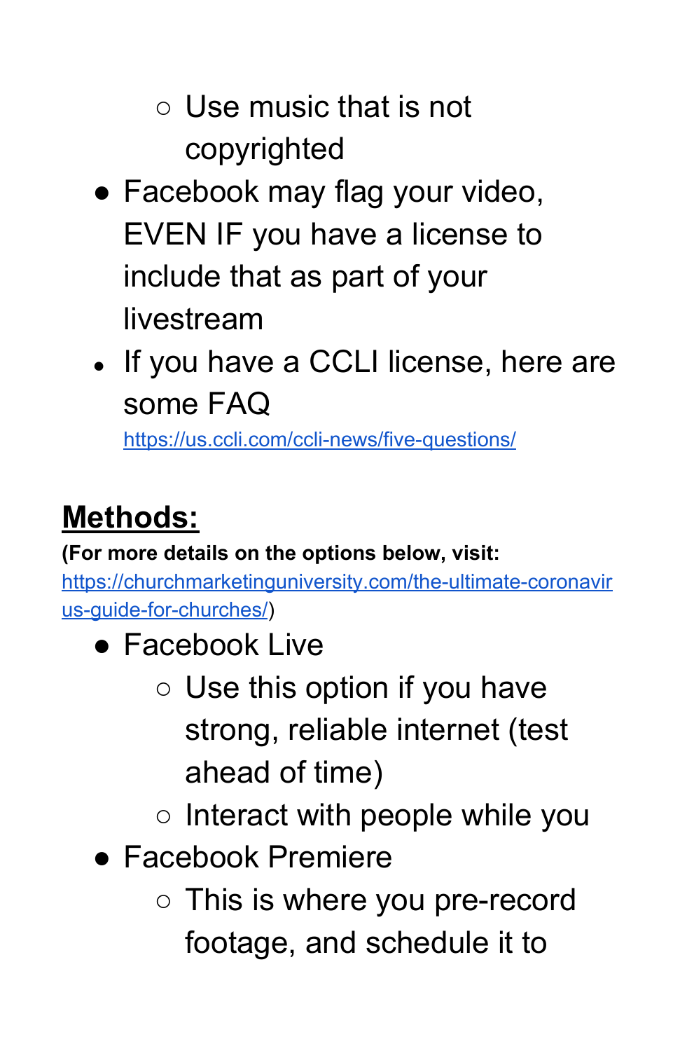- Use music that is not copyrighted
- Facebook may flag your video, EVEN IF you have a license to include that as part of your livestream
- If you have a CCLI license, here are some FAQ https://us.ccli.com/ccli-news/five-questions/

## Methods:

**(For more details on the options below, visit:** https://churchmarketinguniversity.com/the-ultimate-coronavirus-guide-for-churches/)

- Facebook Live
    - Use this option if you have strong, reliable internet (test ahead of time)
    - Interact with people while you
- Facebook Premiere
    - This is where you pre-record footage, and schedule it to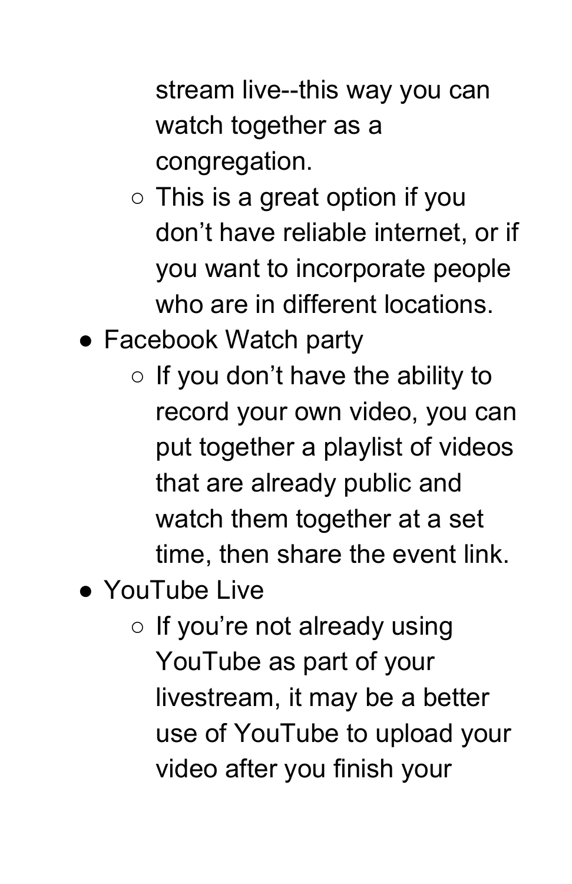stream live--this way you can watch together as a congregation.
  - This is a great option if you don't have reliable internet, or if you want to incorporate people who are in different locations.
- Facebook Watch party
  - If you don't have the ability to record your own video, you can put together a playlist of videos that are already public and watch them together at a set time, then share the event link.
- YouTube Live
  - If you're not already using YouTube as part of your livestream, it may be a better use of YouTube to upload your video after you finish your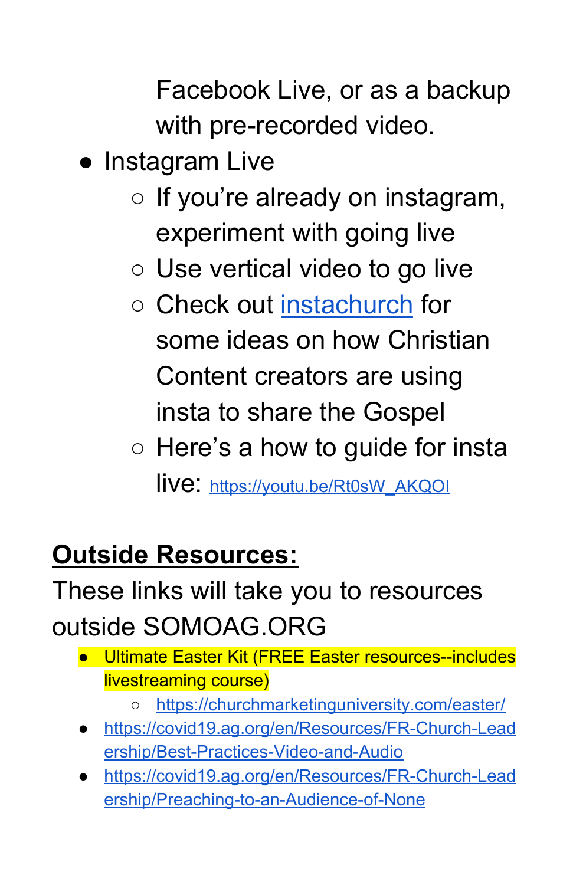Facebook Live, or as a backup with pre-recorded video.

- Instagram Live
  - If you're already on instagram, experiment with going live
  - Use vertical video to go live
  - Check out [instachurch]() for some ideas on how Christian Content creators are using insta to share the Gospel
  - Here's a how to guide for insta live: https://youtu.be/Rt0sW_AKQOI

**Outside Resources:**

These links will take you to resources outside SOMOAG.ORG

- Ultimate Easter Kit (FREE Easter resources--includes livestreaming course)
  - https://churchmarketinguniversity.com/easter/
- https://covid19.ag.org/en/Resources/FR-Church-Leadership/Best-Practices-Video-and-Audio
- https://covid19.ag.org/en/Resources/FR-Church-Leadership/Preaching-to-an-Audience-of-None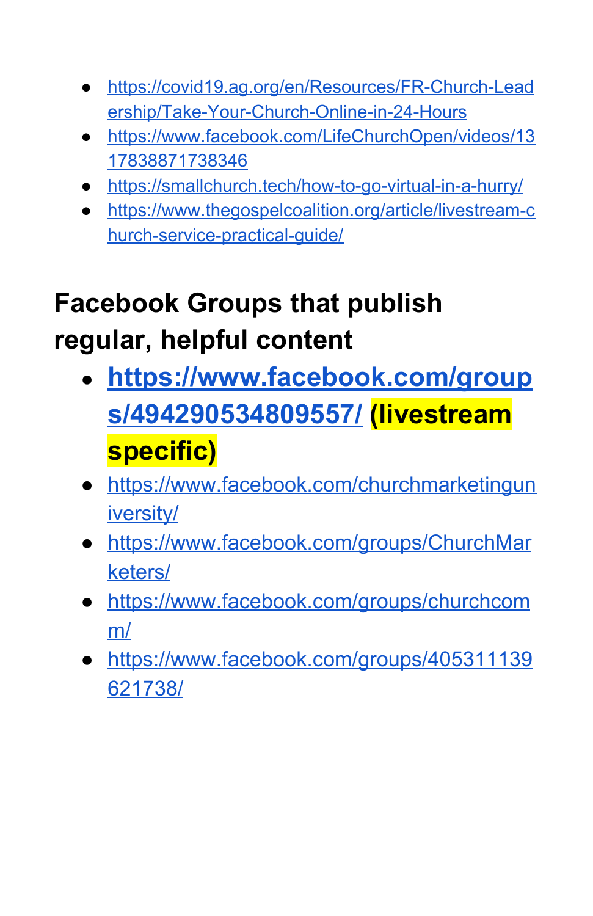- https://covid19.ag.org/en/Resources/FR-Church-Leadership/Take-Your-Church-Online-in-24-Hours
- https://www.facebook.com/LifeChurchOpen/videos/1317838871738346
- https://smallchurch.tech/how-to-go-virtual-in-a-hurry/
- https://www.thegospelcoalition.org/article/livestream-church-service-practical-guide/

## Facebook Groups that publish regular, helpful content

- **https://www.facebook.com/groups/494290534809557/ (livestream specific)**
- https://www.facebook.com/churchmarketinguniversity/
- https://www.facebook.com/groups/ChurchMarketers/
- https://www.facebook.com/groups/churchcomm/
- https://www.facebook.com/groups/405311139621738/